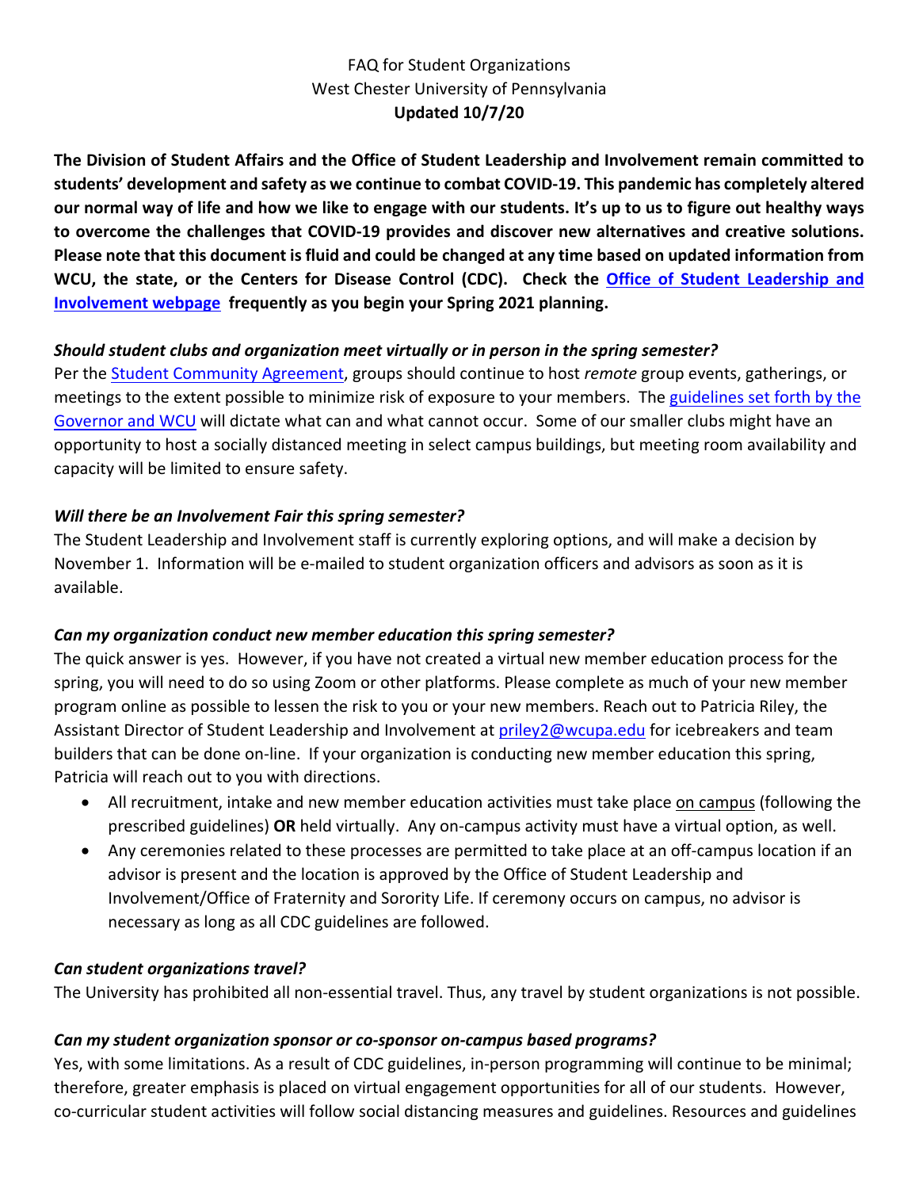# FAQ for Student Organizations
## West Chester University of Pennsylvania
**Updated 10/7/20**

**The Division of Student Affairs and the Office of Student Leadership and Involvement remain committed to students' development and safety as we continue to combat COVID-19. This pandemic has completely altered our normal way of life and how we like to engage with our students. It's up to us to figure out healthy ways to overcome the challenges that COVID-19 provides and discover new alternatives and creative solutions. Please note that this document is fluid and could be changed at any time based on updated information from WCU, the state, or the Centers for Disease Control (CDC). Check the [Office of Student Leadership and Involvement webpage](#) frequently as you begin your Spring 2021 planning.**

***Should student clubs and organization meet virtually or in person in the spring semester?***

Per the [Student Community Agreement](#), groups should continue to host *remote* group events, gatherings, or meetings to the extent possible to minimize risk of exposure to your members. The [guidelines set forth by the Governor and WCU](#) will dictate what can and what cannot occur. Some of our smaller clubs might have an opportunity to host a socially distanced meeting in select campus buildings, but meeting room availability and capacity will be limited to ensure safety.

***Will there be an Involvement Fair this spring semester?***

The Student Leadership and Involvement staff is currently exploring options, and will make a decision by November 1. Information will be e-mailed to student organization officers and advisors as soon as it is available.

***Can my organization conduct new member education this spring semester?***

The quick answer is yes. However, if you have not created a virtual new member education process for the spring, you will need to do so using Zoom or other platforms. Please complete as much of your new member program online as possible to lessen the risk to you or your new members. Reach out to Patricia Riley, the Assistant Director of Student Leadership and Involvement at [priley2@wcupa.edu](mailto:priley2@wcupa.edu) for icebreakers and team builders that can be done on-line. If your organization is conducting new member education this spring, Patricia will reach out to you with directions.

- All recruitment, intake and new member education activities must take place on campus (following the prescribed guidelines) **OR** held virtually. Any on-campus activity must have a virtual option, as well.
- Any ceremonies related to these processes are permitted to take place at an off-campus location if an advisor is present and the location is approved by the Office of Student Leadership and Involvement/Office of Fraternity and Sorority Life. If ceremony occurs on campus, no advisor is necessary as long as all CDC guidelines are followed.

***Can student organizations travel?***

The University has prohibited all non-essential travel. Thus, any travel by student organizations is not possible.

***Can my student organization sponsor or co-sponsor on-campus based programs?***

Yes, with some limitations. As a result of CDC guidelines, in-person programming will continue to be minimal; therefore, greater emphasis is placed on virtual engagement opportunities for all of our students. However, co-curricular student activities will follow social distancing measures and guidelines. Resources and guidelines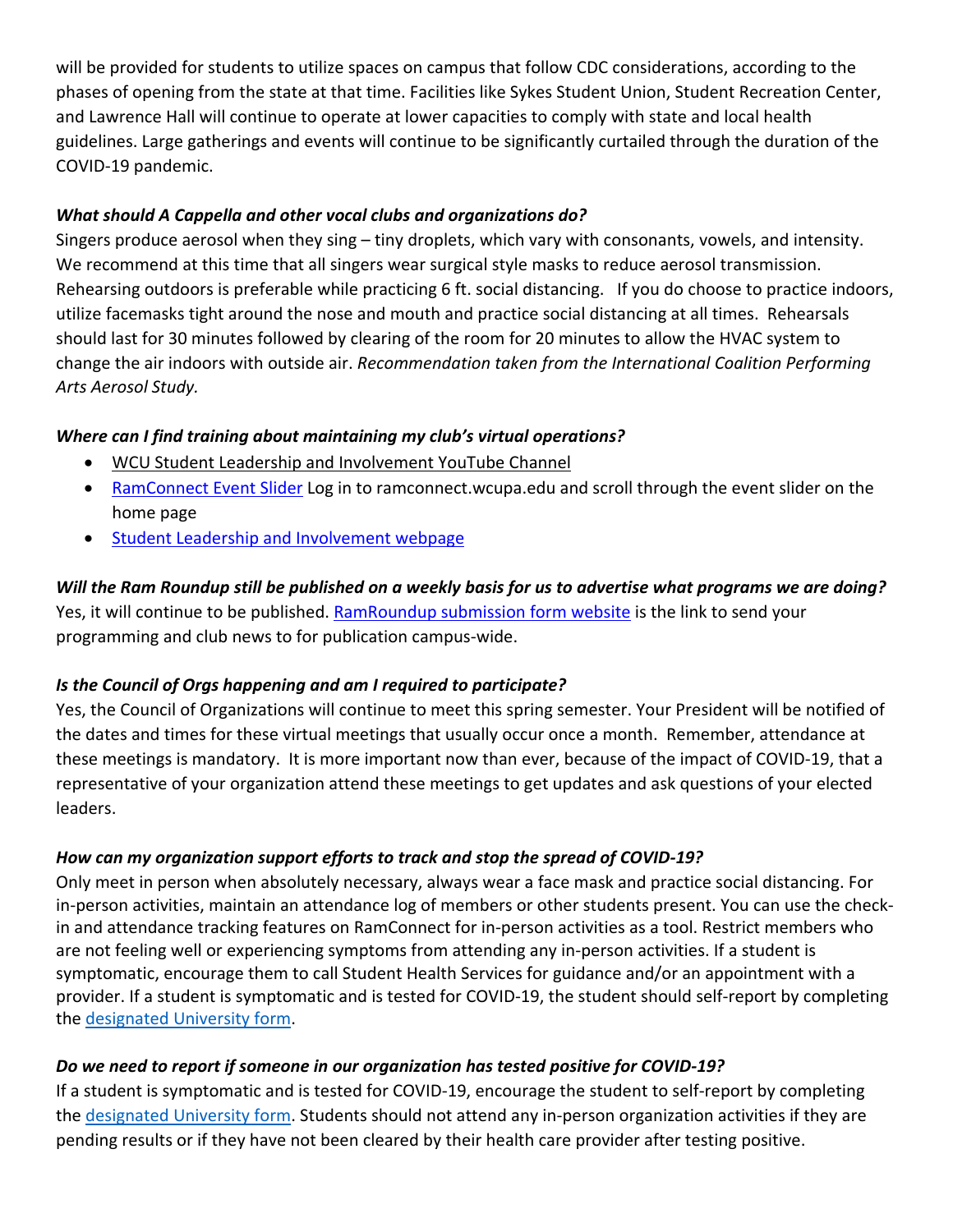will be provided for students to utilize spaces on campus that follow CDC considerations, according to the phases of opening from the state at that time. Facilities like Sykes Student Union, Student Recreation Center, and Lawrence Hall will continue to operate at lower capacities to comply with state and local health guidelines. Large gatherings and events will continue to be significantly curtailed through the duration of the COVID-19 pandemic.

***What should A Cappella and other vocal clubs and organizations do?***

Singers produce aerosol when they sing – tiny droplets, which vary with consonants, vowels, and intensity. We recommend at this time that all singers wear surgical style masks to reduce aerosol transmission. Rehearsing outdoors is preferable while practicing 6 ft. social distancing. If you do choose to practice indoors, utilize facemasks tight around the nose and mouth and practice social distancing at all times. Rehearsals should last for 30 minutes followed by clearing of the room for 20 minutes to allow the HVAC system to change the air indoors with outside air. *Recommendation taken from the International Coalition Performing Arts Aerosol Study.*

***Where can I find training about maintaining my club's virtual operations?***

- WCU Student Leadership and Involvement YouTube Channel
- RamConnect Event Slider Log in to ramconnect.wcupa.edu and scroll through the event slider on the home page
- Student Leadership and Involvement webpage

***Will the Ram Roundup still be published on a weekly basis for us to advertise what programs we are doing?***

Yes, it will continue to be published. RamRoundup submission form website is the link to send your programming and club news to for publication campus-wide.

***Is the Council of Orgs happening and am I required to participate?***

Yes, the Council of Organizations will continue to meet this spring semester. Your President will be notified of the dates and times for these virtual meetings that usually occur once a month. Remember, attendance at these meetings is mandatory. It is more important now than ever, because of the impact of COVID-19, that a representative of your organization attend these meetings to get updates and ask questions of your elected leaders.

***How can my organization support efforts to track and stop the spread of COVID-19?***

Only meet in person when absolutely necessary, always wear a face mask and practice social distancing. For in-person activities, maintain an attendance log of members or other students present. You can use the check-in and attendance tracking features on RamConnect for in-person activities as a tool. Restrict members who are not feeling well or experiencing symptoms from attending any in-person activities. If a student is symptomatic, encourage them to call Student Health Services for guidance and/or an appointment with a provider. If a student is symptomatic and is tested for COVID-19, the student should self-report by completing the designated University form.

***Do we need to report if someone in our organization has tested positive for COVID-19?***

If a student is symptomatic and is tested for COVID-19, encourage the student to self-report by completing the designated University form. Students should not attend any in-person organization activities if they are pending results or if they have not been cleared by their health care provider after testing positive.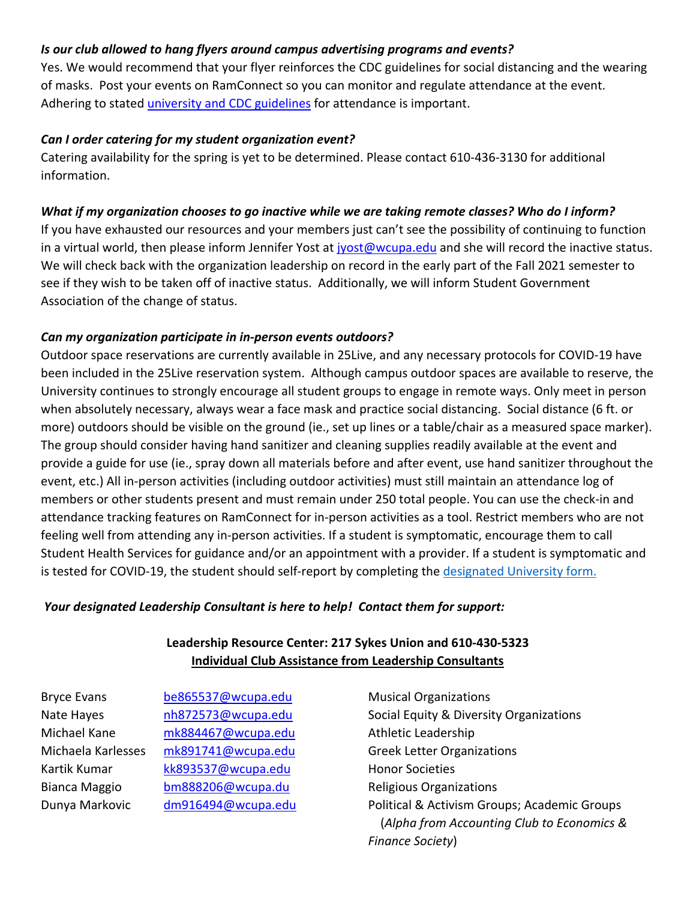***Is our club allowed to hang flyers around campus advertising programs and events?***

Yes. We would recommend that your flyer reinforces the CDC guidelines for social distancing and the wearing of masks. Post your events on RamConnect so you can monitor and regulate attendance at the event. Adhering to stated university and CDC guidelines for attendance is important.

***Can I order catering for my student organization event?***

Catering availability for the spring is yet to be determined. Please contact 610-436-3130 for additional information.

***What if my organization chooses to go inactive while we are taking remote classes? Who do I inform?***

If you have exhausted our resources and your members just can't see the possibility of continuing to function in a virtual world, then please inform Jennifer Yost at jyost@wcupa.edu and she will record the inactive status. We will check back with the organization leadership on record in the early part of the Fall 2021 semester to see if they wish to be taken off of inactive status. Additionally, we will inform Student Government Association of the change of status.

***Can my organization participate in in-person events outdoors?***

Outdoor space reservations are currently available in 25Live, and any necessary protocols for COVID-19 have been included in the 25Live reservation system. Although campus outdoor spaces are available to reserve, the University continues to strongly encourage all student groups to engage in remote ways. Only meet in person when absolutely necessary, always wear a face mask and practice social distancing. Social distance (6 ft. or more) outdoors should be visible on the ground (ie., set up lines or a table/chair as a measured space marker). The group should consider having hand sanitizer and cleaning supplies readily available at the event and provide a guide for use (ie., spray down all materials before and after event, use hand sanitizer throughout the event, etc.) All in-person activities (including outdoor activities) must still maintain an attendance log of members or other students present and must remain under 250 total people. You can use the check-in and attendance tracking features on RamConnect for in-person activities as a tool. Restrict members who are not feeling well from attending any in-person activities. If a student is symptomatic, encourage them to call Student Health Services for guidance and/or an appointment with a provider. If a student is symptomatic and is tested for COVID-19, the student should self-report by completing the designated University form.

***Your designated Leadership Consultant is here to help! Contact them for support:***

**Leadership Resource Center: 217 Sykes Union and 610-430-5323**

**Individual Club Assistance from Leadership Consultants**

| | | |
|---|---|---|
| Bryce Evans | be865537@wcupa.edu | Musical Organizations |
| Nate Hayes | nh872573@wcupa.edu | Social Equity & Diversity Organizations |
| Michael Kane | mk884467@wcupa.edu | Athletic Leadership |
| Michaela Karlesses | mk891741@wcupa.edu | Greek Letter Organizations |
| Kartik Kumar | kk893537@wcupa.edu | Honor Societies |
| Bianca Maggio | bm888206@wcupa.du | Religious Organizations |
| Dunya Markovic | dm916494@wcupa.edu | Political & Activism Groups; Academic Groups (*Alpha from Accounting Club to Economics & Finance Society*) |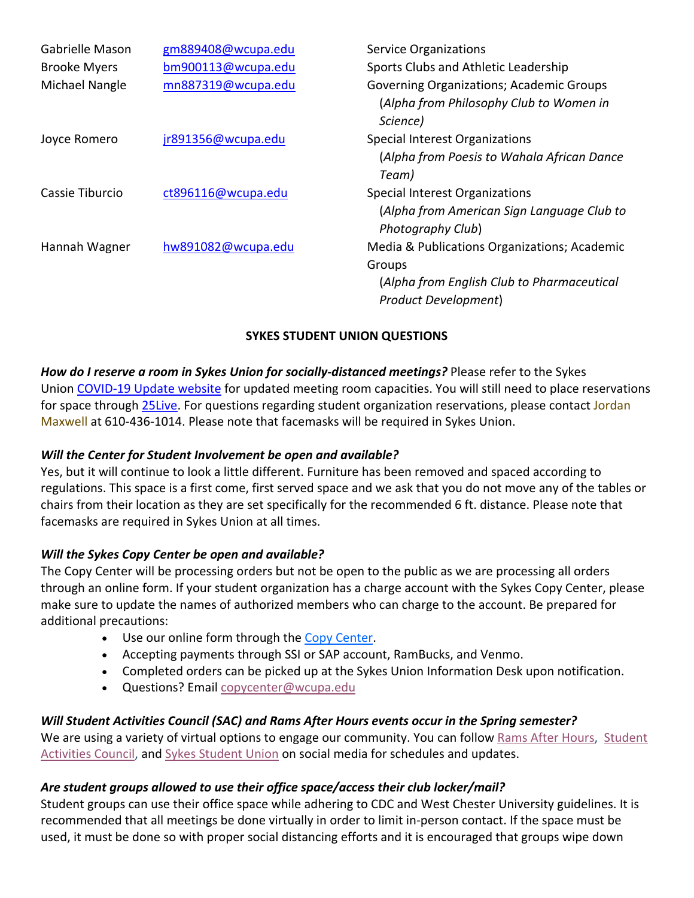| | | |
|---|---|---|
| Gabrielle Mason | gm889408@wcupa.edu | Service Organizations |
| Brooke Myers | bm900113@wcupa.edu | Sports Clubs and Athletic Leadership |
| Michael Nangle | mn887319@wcupa.edu | Governing Organizations; Academic Groups (*Alpha from Philosophy Club to Women in Science)* |
| Joyce Romero | jr891356@wcupa.edu | Special Interest Organizations (*Alpha from Poesis to Wahala African Dance Team)* |
| Cassie Tiburcio | ct896116@wcupa.edu | Special Interest Organizations (*Alpha from American Sign Language Club to Photography Club*) |
| Hannah Wagner | hw891082@wcupa.edu | Media & Publications Organizations; Academic Groups (*Alpha from English Club to Pharmaceutical Product Development*) |

**SYKES STUDENT UNION QUESTIONS**

***How do I reserve a room in Sykes Union for socially-distanced meetings?*** Please refer to the Sykes Union COVID-19 Update website for updated meeting room capacities. You will still need to place reservations for space through 25Live. For questions regarding student organization reservations, please contact Jordan Maxwell at 610-436-1014. Please note that facemasks will be required in Sykes Union.

***Will the Center for Student Involvement be open and available?***
Yes, but it will continue to look a little different. Furniture has been removed and spaced according to regulations. This space is a first come, first served space and we ask that you do not move any of the tables or chairs from their location as they are set specifically for the recommended 6 ft. distance. Please note that facemasks are required in Sykes Union at all times.

***Will the Sykes Copy Center be open and available?***
The Copy Center will be processing orders but not be open to the public as we are processing all orders through an online form. If your student organization has a charge account with the Sykes Copy Center, please make sure to update the names of authorized members who can charge to the account. Be prepared for additional precautions:

- Use our online form through the Copy Center.
- Accepting payments through SSI or SAP account, RamBucks, and Venmo.
- Completed orders can be picked up at the Sykes Union Information Desk upon notification.
- Questions? Email copycenter@wcupa.edu

***Will Student Activities Council (SAC) and Rams After Hours events occur in the Spring semester?***
We are using a variety of virtual options to engage our community. You can follow Rams After Hours, Student Activities Council, and Sykes Student Union on social media for schedules and updates.

***Are student groups allowed to use their office space/access their club locker/mail?***
Student groups can use their office space while adhering to CDC and West Chester University guidelines. It is recommended that all meetings be done virtually in order to limit in-person contact. If the space must be used, it must be done so with proper social distancing efforts and it is encouraged that groups wipe down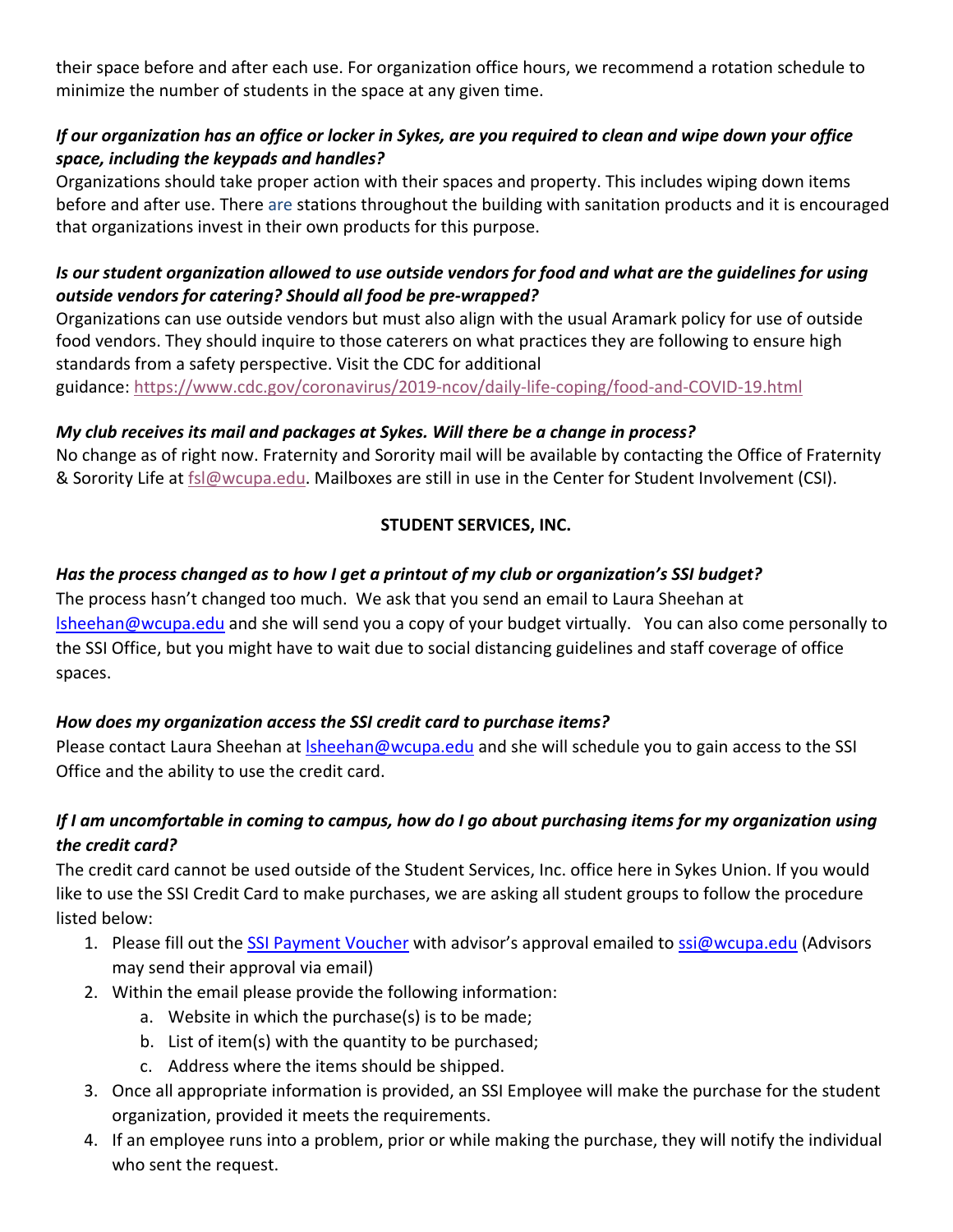their space before and after each use. For organization office hours, we recommend a rotation schedule to minimize the number of students in the space at any given time.

***If our organization has an office or locker in Sykes, are you required to clean and wipe down your office space, including the keypads and handles?***

Organizations should take proper action with their spaces and property. This includes wiping down items before and after use. There are stations throughout the building with sanitation products and it is encouraged that organizations invest in their own products for this purpose.

***Is our student organization allowed to use outside vendors for food and what are the guidelines for using outside vendors for catering? Should all food be pre-wrapped?***

Organizations can use outside vendors but must also align with the usual Aramark policy for use of outside food vendors. They should inquire to those caterers on what practices they are following to ensure high standards from a safety perspective. Visit the CDC for additional guidance: https://www.cdc.gov/coronavirus/2019-ncov/daily-life-coping/food-and-COVID-19.html

***My club receives its mail and packages at Sykes. Will there be a change in process?***

No change as of right now. Fraternity and Sorority mail will be available by contacting the Office of Fraternity & Sorority Life at fsl@wcupa.edu. Mailboxes are still in use in the Center for Student Involvement (CSI).

**STUDENT SERVICES, INC.**

***Has the process changed as to how I get a printout of my club or organization's SSI budget?***

The process hasn't changed too much. We ask that you send an email to Laura Sheehan at lsheehan@wcupa.edu and she will send you a copy of your budget virtually. You can also come personally to the SSI Office, but you might have to wait due to social distancing guidelines and staff coverage of office spaces.

***How does my organization access the SSI credit card to purchase items?***

Please contact Laura Sheehan at lsheehan@wcupa.edu and she will schedule you to gain access to the SSI Office and the ability to use the credit card.

***If I am uncomfortable in coming to campus, how do I go about purchasing items for my organization using the credit card?***

The credit card cannot be used outside of the Student Services, Inc. office here in Sykes Union. If you would like to use the SSI Credit Card to make purchases, we are asking all student groups to follow the procedure listed below:

1. Please fill out the SSI Payment Voucher with advisor's approval emailed to ssi@wcupa.edu (Advisors may send their approval via email)
2. Within the email please provide the following information:
   a. Website in which the purchase(s) is to be made;
   b. List of item(s) with the quantity to be purchased;
   c. Address where the items should be shipped.
3. Once all appropriate information is provided, an SSI Employee will make the purchase for the student organization, provided it meets the requirements.
4. If an employee runs into a problem, prior or while making the purchase, they will notify the individual who sent the request.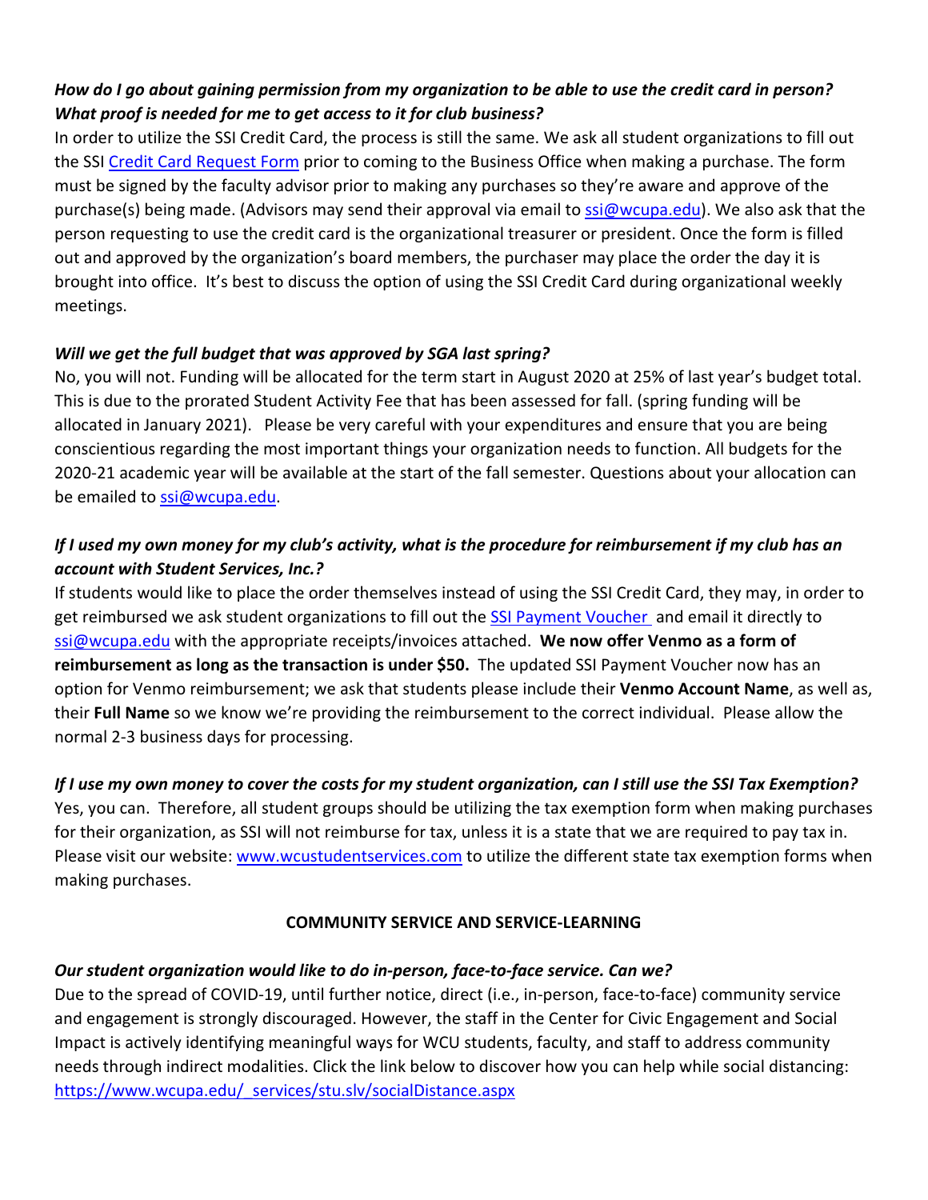***How do I go about gaining permission from my organization to be able to use the credit card in person? What proof is needed for me to get access to it for club business?***

In order to utilize the SSI Credit Card, the process is still the same. We ask all student organizations to fill out the SSI [Credit Card Request Form] prior to coming to the Business Office when making a purchase. The form must be signed by the faculty advisor prior to making any purchases so they're aware and approve of the purchase(s) being made. (Advisors may send their approval via email to ssi@wcupa.edu). We also ask that the person requesting to use the credit card is the organizational treasurer or president. Once the form is filled out and approved by the organization's board members, the purchaser may place the order the day it is brought into office. It's best to discuss the option of using the SSI Credit Card during organizational weekly meetings.

***Will we get the full budget that was approved by SGA last spring?***

No, you will not. Funding will be allocated for the term start in August 2020 at 25% of last year's budget total. This is due to the prorated Student Activity Fee that has been assessed for fall. (spring funding will be allocated in January 2021). Please be very careful with your expenditures and ensure that you are being conscientious regarding the most important things your organization needs to function. All budgets for the 2020-21 academic year will be available at the start of the fall semester. Questions about your allocation can be emailed to ssi@wcupa.edu.

***If I used my own money for my club's activity, what is the procedure for reimbursement if my club has an account with Student Services, Inc.?***

If students would like to place the order themselves instead of using the SSI Credit Card, they may, in order to get reimbursed we ask student organizations to fill out the [SSI Payment Voucher] and email it directly to ssi@wcupa.edu with the appropriate receipts/invoices attached. **We now offer Venmo as a form of reimbursement as long as the transaction is under $50.** The updated SSI Payment Voucher now has an option for Venmo reimbursement; we ask that students please include their **Venmo Account Name**, as well as, their **Full Name** so we know we're providing the reimbursement to the correct individual. Please allow the normal 2-3 business days for processing.

***If I use my own money to cover the costs for my student organization, can I still use the SSI Tax Exemption?***

Yes, you can. Therefore, all student groups should be utilizing the tax exemption form when making purchases for their organization, as SSI will not reimburse for tax, unless it is a state that we are required to pay tax in. Please visit our website: www.wcustudentservices.com to utilize the different state tax exemption forms when making purchases.

## COMMUNITY SERVICE AND SERVICE-LEARNING

***Our student organization would like to do in-person, face-to-face service. Can we?***

Due to the spread of COVID-19, until further notice, direct (i.e., in-person, face-to-face) community service and engagement is strongly discouraged. However, the staff in the Center for Civic Engagement and Social Impact is actively identifying meaningful ways for WCU students, faculty, and staff to address community needs through indirect modalities. Click the link below to discover how you can help while social distancing: https://www.wcupa.edu/_services/stu.slv/socialDistance.aspx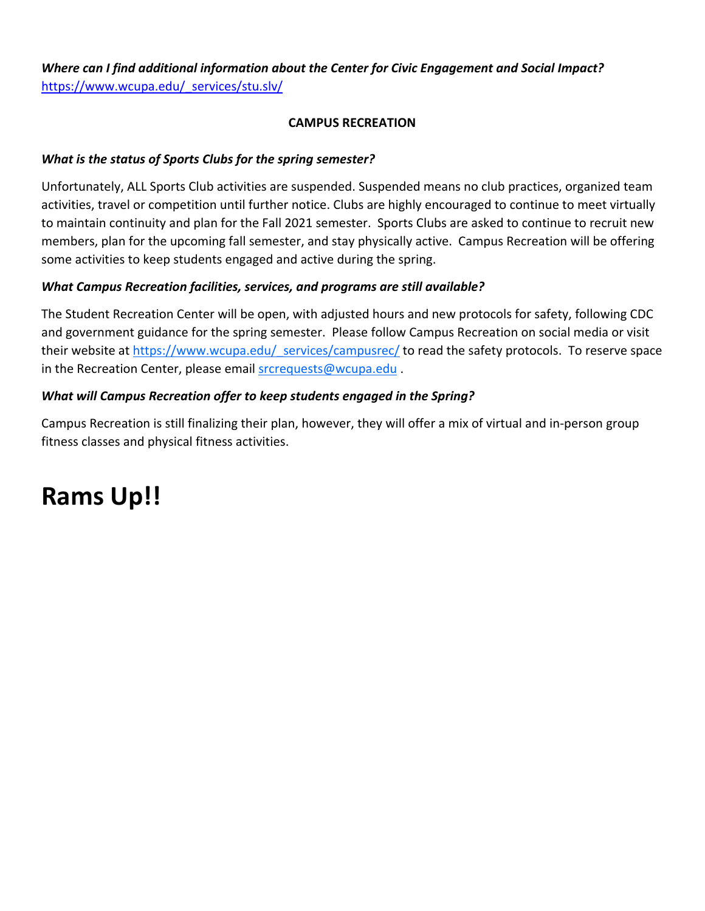***Where can I find additional information about the Center for Civic Engagement and Social Impact?***
https://www.wcupa.edu/_services/stu.slv/

**CAMPUS RECREATION**

***What is the status of Sports Clubs for the spring semester?***

Unfortunately, ALL Sports Club activities are suspended. Suspended means no club practices, organized team activities, travel or competition until further notice. Clubs are highly encouraged to continue to meet virtually to maintain continuity and plan for the Fall 2021 semester. Sports Clubs are asked to continue to recruit new members, plan for the upcoming fall semester, and stay physically active. Campus Recreation will be offering some activities to keep students engaged and active during the spring.

***What Campus Recreation facilities, services, and programs are still available?***

The Student Recreation Center will be open, with adjusted hours and new protocols for safety, following CDC and government guidance for the spring semester. Please follow Campus Recreation on social media or visit their website at https://www.wcupa.edu/_services/campusrec/ to read the safety protocols. To reserve space in the Recreation Center, please email srcrequests@wcupa.edu .

***What will Campus Recreation offer to keep students engaged in the Spring?***

Campus Recreation is still finalizing their plan, however, they will offer a mix of virtual and in-person group fitness classes and physical fitness activities.

# Rams Up!!